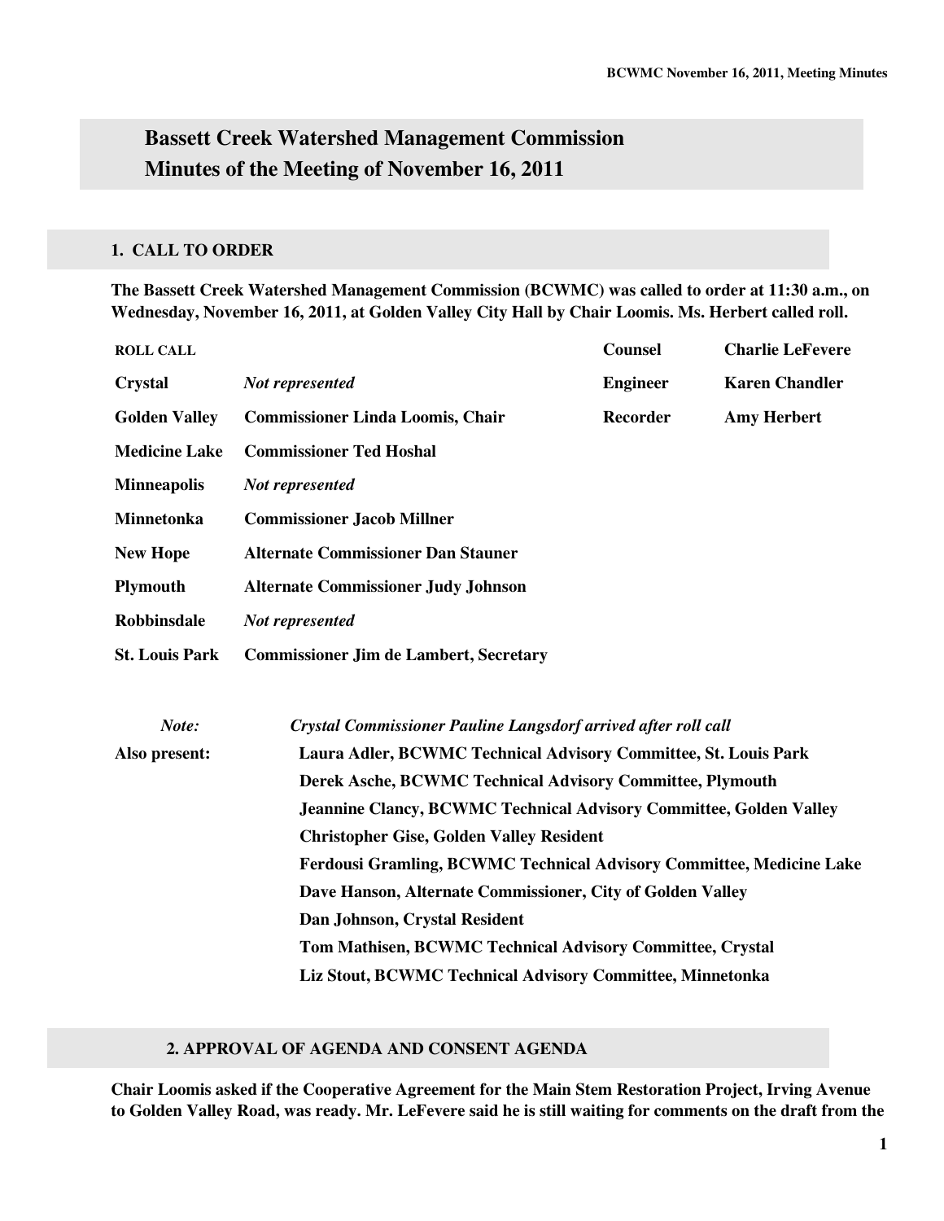# Bassett Creek Watershed Management Commission
# Minutes of the Meeting of November 16, 2011

## 1. CALL TO ORDER

**The Bassett Creek Watershed Management Commission (BCWMC) was called to order at 11:30 a.m., on Wednesday, November 16, 2011, at Golden Valley City Hall by Chair Loomis. Ms. Herbert called roll.**

| ROLL CALL | | | |
|---|---|---|---|
| **Crystal** | *Not represented* | **Counsel** | **Charlie LeFevere** |
| **Golden Valley** | **Commissioner Linda Loomis, Chair** | **Engineer** | **Karen Chandler** |
| **Medicine Lake** | **Commissioner Ted Hoshal** | **Recorder** | **Amy Herbert** |
| **Minneapolis** | *Not represented* | | |
| **Minnetonka** | **Commissioner Jacob Millner** | | |
| **New Hope** | **Alternate Commissioner Dan Stauner** | | |
| **Plymouth** | **Alternate Commissioner Judy Johnson** | | |
| **Robbinsdale** | *Not represented* | | |
| **St. Louis Park** | **Commissioner Jim de Lambert, Secretary** | | |

*Note:* *Crystal Commissioner Pauline Langsdorf arrived after roll call*

**Also present:**
- **Laura Adler, BCWMC Technical Advisory Committee, St. Louis Park**
- **Derek Asche, BCWMC Technical Advisory Committee, Plymouth**
- **Jeannine Clancy, BCWMC Technical Advisory Committee, Golden Valley**
- **Christopher Gise, Golden Valley Resident**
- **Ferdousi Gramling, BCWMC Technical Advisory Committee, Medicine Lake**
- **Dave Hanson, Alternate Commissioner, City of Golden Valley**
- **Dan Johnson, Crystal Resident**
- **Tom Mathisen, BCWMC Technical Advisory Committee, Crystal**
- **Liz Stout, BCWMC Technical Advisory Committee, Minnetonka**

## 2. APPROVAL OF AGENDA AND CONSENT AGENDA

**Chair Loomis asked if the Cooperative Agreement for the Main Stem Restoration Project, Irving Avenue to Golden Valley Road, was ready. Mr. LeFevere said he is still waiting for comments on the draft from the**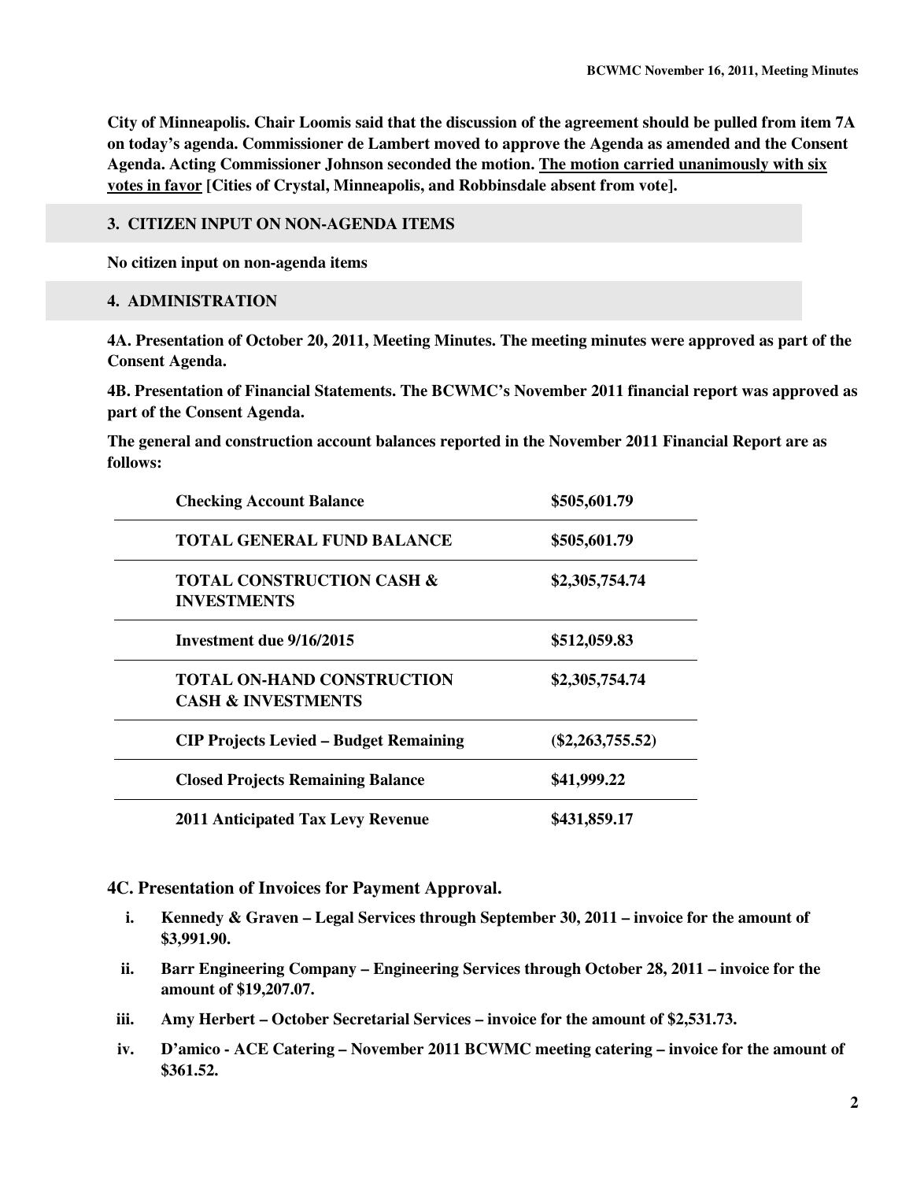**City of Minneapolis. Chair Loomis said that the discussion of the agreement should be pulled from item 7A on today's agenda. Commissioner de Lambert moved to approve the Agenda as amended and the Consent Agenda. Acting Commissioner Johnson seconded the motion. <u>The motion carried unanimously with six votes in favor</u> [Cities of Crystal, Minneapolis, and Robbinsdale absent from vote].**

## 3. CITIZEN INPUT ON NON-AGENDA ITEMS

**No citizen input on non-agenda items**

## 4. ADMINISTRATION

**4A. Presentation of October 20, 2011, Meeting Minutes. The meeting minutes were approved as part of the Consent Agenda.**

**4B. Presentation of Financial Statements. The BCWMC's November 2011 financial report was approved as part of the Consent Agenda.**

**The general and construction account balances reported in the November 2011 Financial Report are as follows:**

| | |
|---|---|
| **Checking Account Balance** | **$505,601.79** |
| **TOTAL GENERAL FUND BALANCE** | **$505,601.79** |
| **TOTAL CONSTRUCTION CASH & INVESTMENTS** | **$2,305,754.74** |
| **Investment due 9/16/2015** | **$512,059.83** |
| **TOTAL ON-HAND CONSTRUCTION CASH & INVESTMENTS** | **$2,305,754.74** |
| **CIP Projects Levied – Budget Remaining** | **($2,263,755.52)** |
| **Closed Projects Remaining Balance** | **$41,999.22** |
| **2011 Anticipated Tax Levy Revenue** | **$431,859.17** |

### 4C. Presentation of Invoices for Payment Approval.

i. **Kennedy & Graven – Legal Services through September 30, 2011 – invoice for the amount of $3,991.90.**

ii. **Barr Engineering Company – Engineering Services through October 28, 2011 – invoice for the amount of $19,207.07.**

iii. **Amy Herbert – October Secretarial Services – invoice for the amount of $2,531.73.**

iv. **D'amico - ACE Catering – November 2011 BCWMC meeting catering – invoice for the amount of $361.52.**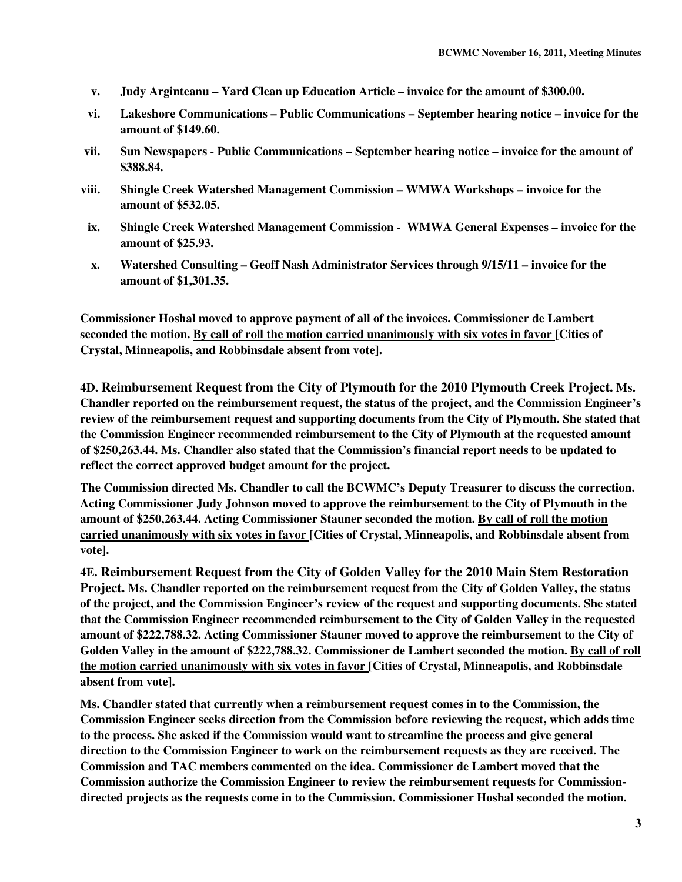- v. **Judy Arginteanu – Yard Clean up Education Article – invoice for the amount of $300.00.**
- vi. **Lakeshore Communications – Public Communications – September hearing notice – invoice for the amount of $149.60.**
- vii. **Sun Newspapers - Public Communications – September hearing notice – invoice for the amount of $388.84.**
- viii. **Shingle Creek Watershed Management Commission – WMWA Workshops – invoice for the amount of $532.05.**
- ix. **Shingle Creek Watershed Management Commission - WMWA General Expenses – invoice for the amount of $25.93.**
- x. **Watershed Consulting – Geoff Nash Administrator Services through 9/15/11 – invoice for the amount of $1,301.35.**

**Commissioner Hoshal moved to approve payment of all of the invoices. Commissioner de Lambert seconded the motion. By call of roll the motion carried unanimously with six votes in favor [Cities of Crystal, Minneapolis, and Robbinsdale absent from vote].**

**4D. Reimbursement Request from the City of Plymouth for the 2010 Plymouth Creek Project. Ms. Chandler reported on the reimbursement request, the status of the project, and the Commission Engineer's review of the reimbursement request and supporting documents from the City of Plymouth. She stated that the Commission Engineer recommended reimbursement to the City of Plymouth at the requested amount of $250,263.44. Ms. Chandler also stated that the Commission's financial report needs to be updated to reflect the correct approved budget amount for the project.**

**The Commission directed Ms. Chandler to call the BCWMC's Deputy Treasurer to discuss the correction. Acting Commissioner Judy Johnson moved to approve the reimbursement to the City of Plymouth in the amount of $250,263.44. Acting Commissioner Stauner seconded the motion. By call of roll the motion carried unanimously with six votes in favor [Cities of Crystal, Minneapolis, and Robbinsdale absent from vote].**

**4E. Reimbursement Request from the City of Golden Valley for the 2010 Main Stem Restoration Project. Ms. Chandler reported on the reimbursement request from the City of Golden Valley, the status of the project, and the Commission Engineer's review of the request and supporting documents. She stated that the Commission Engineer recommended reimbursement to the City of Golden Valley in the requested amount of $222,788.32. Acting Commissioner Stauner moved to approve the reimbursement to the City of Golden Valley in the amount of $222,788.32. Commissioner de Lambert seconded the motion. By call of roll the motion carried unanimously with six votes in favor [Cities of Crystal, Minneapolis, and Robbinsdale absent from vote].**

**Ms. Chandler stated that currently when a reimbursement request comes in to the Commission, the Commission Engineer seeks direction from the Commission before reviewing the request, which adds time to the process. She asked if the Commission would want to streamline the process and give general direction to the Commission Engineer to work on the reimbursement requests as they are received. The Commission and TAC members commented on the idea. Commissioner de Lambert moved that the Commission authorize the Commission Engineer to review the reimbursement requests for Commission-directed projects as the requests come in to the Commission. Commissioner Hoshal seconded the motion.**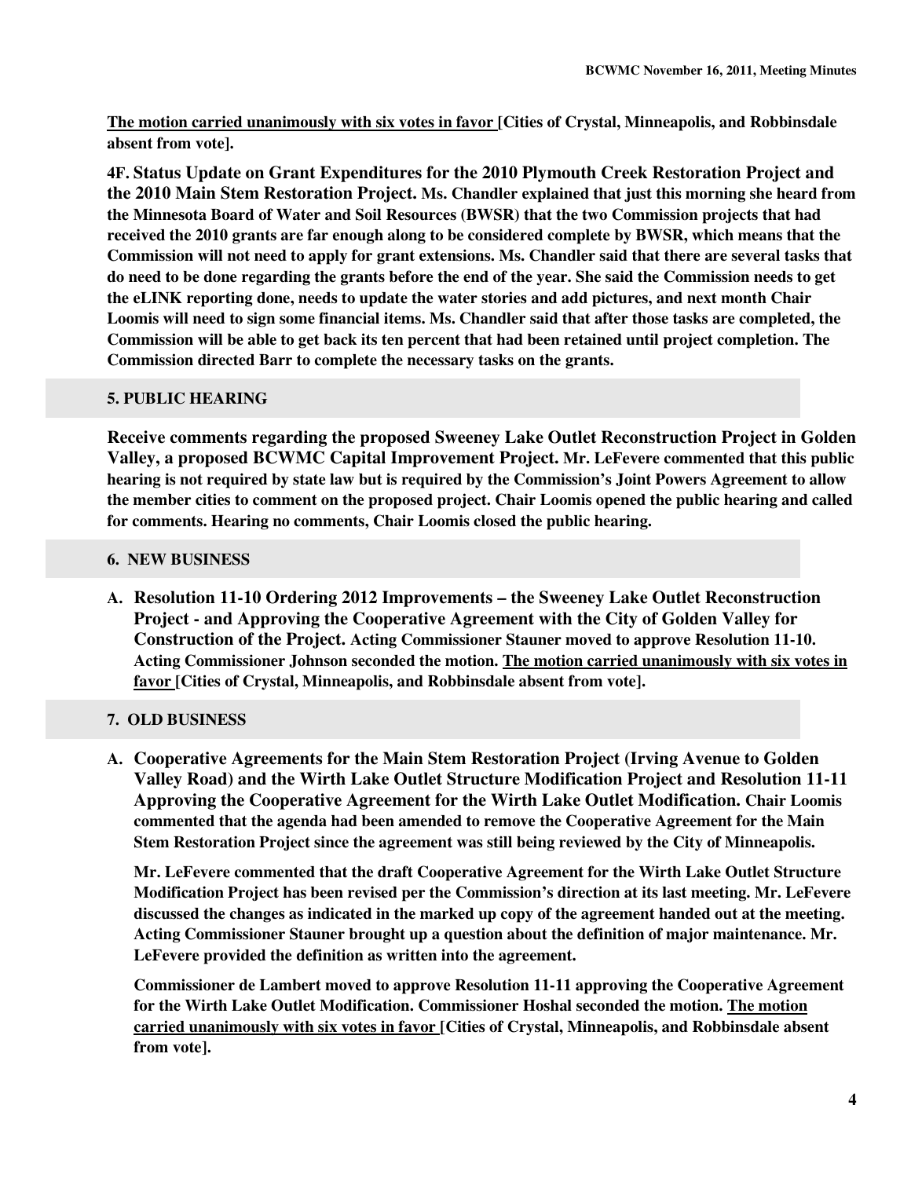**The motion carried unanimously with six votes in favor [Cities of Crystal, Minneapolis, and Robbinsdale absent from vote].**

**4F. Status Update on Grant Expenditures for the 2010 Plymouth Creek Restoration Project and the 2010 Main Stem Restoration Project.** Ms. Chandler explained that just this morning she heard from the Minnesota Board of Water and Soil Resources (BWSR) that the two Commission projects that had received the 2010 grants are far enough along to be considered complete by BWSR, which means that the Commission will not need to apply for grant extensions. Ms. Chandler said that there are several tasks that do need to be done regarding the grants before the end of the year. She said the Commission needs to get the eLINK reporting done, needs to update the water stories and add pictures, and next month Chair Loomis will need to sign some financial items. Ms. Chandler said that after those tasks are completed, the Commission will be able to get back its ten percent that had been retained until project completion. The Commission directed Barr to complete the necessary tasks on the grants.

## 5. PUBLIC HEARING

**Receive comments regarding the proposed Sweeney Lake Outlet Reconstruction Project in Golden Valley, a proposed BCWMC Capital Improvement Project.** Mr. LeFevere commented that this public hearing is not required by state law but is required by the Commission's Joint Powers Agreement to allow the member cities to comment on the proposed project. Chair Loomis opened the public hearing and called for comments. Hearing no comments, Chair Loomis closed the public hearing.

## 6. NEW BUSINESS

A. **Resolution 11-10 Ordering 2012 Improvements – the Sweeney Lake Outlet Reconstruction Project - and Approving the Cooperative Agreement with the City of Golden Valley for Construction of the Project.** Acting Commissioner Stauner moved to approve Resolution 11-10. Acting Commissioner Johnson seconded the motion. **The motion carried unanimously with six votes in favor [Cities of Crystal, Minneapolis, and Robbinsdale absent from vote].**

## 7. OLD BUSINESS

A. **Cooperative Agreements for the Main Stem Restoration Project (Irving Avenue to Golden Valley Road) and the Wirth Lake Outlet Structure Modification Project and Resolution 11-11 Approving the Cooperative Agreement for the Wirth Lake Outlet Modification.** Chair Loomis commented that the agenda had been amended to remove the Cooperative Agreement for the Main Stem Restoration Project since the agreement was still being reviewed by the City of Minneapolis.

   Mr. LeFevere commented that the draft Cooperative Agreement for the Wirth Lake Outlet Structure Modification Project has been revised per the Commission's direction at its last meeting. Mr. LeFevere discussed the changes as indicated in the marked up copy of the agreement handed out at the meeting. Acting Commissioner Stauner brought up a question about the definition of major maintenance. Mr. LeFevere provided the definition as written into the agreement.

   Commissioner de Lambert moved to approve Resolution 11-11 approving the Cooperative Agreement for the Wirth Lake Outlet Modification. Commissioner Hoshal seconded the motion. **The motion carried unanimously with six votes in favor [Cities of Crystal, Minneapolis, and Robbinsdale absent from vote].**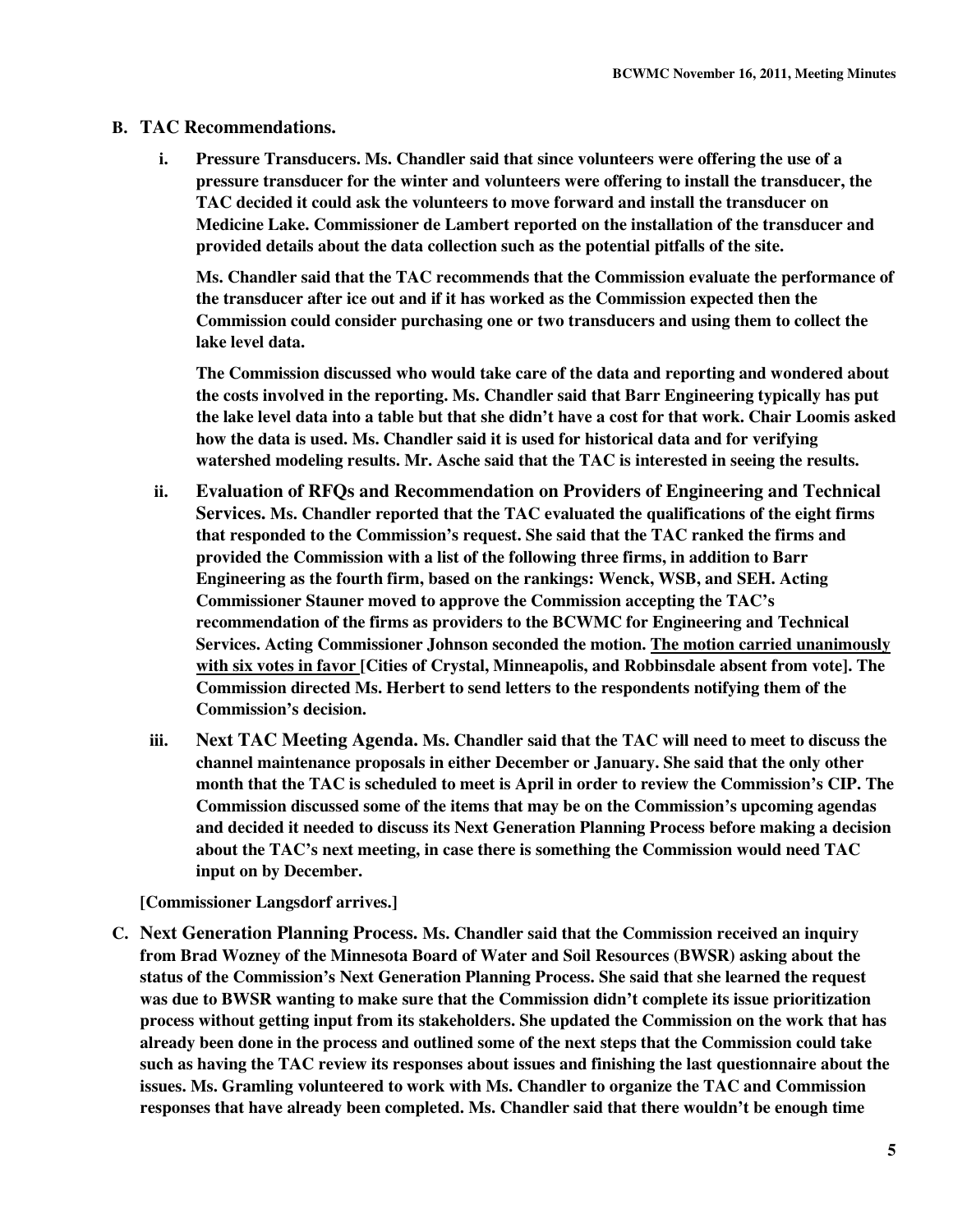**B. TAC Recommendations.**

**i. Pressure Transducers.** Ms. Chandler said that since volunteers were offering the use of a pressure transducer for the winter and volunteers were offering to install the transducer, the TAC decided it could ask the volunteers to move forward and install the transducer on Medicine Lake. Commissioner de Lambert reported on the installation of the transducer and provided details about the data collection such as the potential pitfalls of the site.

Ms. Chandler said that the TAC recommends that the Commission evaluate the performance of the transducer after ice out and if it has worked as the Commission expected then the Commission could consider purchasing one or two transducers and using them to collect the lake level data.

The Commission discussed who would take care of the data and reporting and wondered about the costs involved in the reporting. Ms. Chandler said that Barr Engineering typically has put the lake level data into a table but that she didn't have a cost for that work. Chair Loomis asked how the data is used. Ms. Chandler said it is used for historical data and for verifying watershed modeling results. Mr. Asche said that the TAC is interested in seeing the results.

**ii. Evaluation of RFQs and Recommendation on Providers of Engineering and Technical Services.** Ms. Chandler reported that the TAC evaluated the qualifications of the eight firms that responded to the Commission's request. She said that the TAC ranked the firms and provided the Commission with a list of the following three firms, in addition to Barr Engineering as the fourth firm, based on the rankings: Wenck, WSB, and SEH. Acting Commissioner Stauner moved to approve the Commission accepting the TAC's recommendation of the firms as providers to the BCWMC for Engineering and Technical Services. Acting Commissioner Johnson seconded the motion. <u>The motion carried unanimously with six votes in favor </u>[Cities of Crystal, Minneapolis, and Robbinsdale absent from vote]. The Commission directed Ms. Herbert to send letters to the respondents notifying them of the Commission's decision.

**iii. Next TAC Meeting Agenda.** Ms. Chandler said that the TAC will need to meet to discuss the channel maintenance proposals in either December or January. She said that the only other month that the TAC is scheduled to meet is April in order to review the Commission's CIP. The Commission discussed some of the items that may be on the Commission's upcoming agendas and decided it needed to discuss its Next Generation Planning Process before making a decision about the TAC's next meeting, in case there is something the Commission would need TAC input on by December.

[Commissioner Langsdorf arrives.]

**C. Next Generation Planning Process.** Ms. Chandler said that the Commission received an inquiry from Brad Wozney of the Minnesota Board of Water and Soil Resources (BWSR) asking about the status of the Commission's Next Generation Planning Process. She said that she learned the request was due to BWSR wanting to make sure that the Commission didn't complete its issue prioritization process without getting input from its stakeholders. She updated the Commission on the work that has already been done in the process and outlined some of the next steps that the Commission could take such as having the TAC review its responses about issues and finishing the last questionnaire about the issues. Ms. Gramling volunteered to work with Ms. Chandler to organize the TAC and Commission responses that have already been completed. Ms. Chandler said that there wouldn't be enough time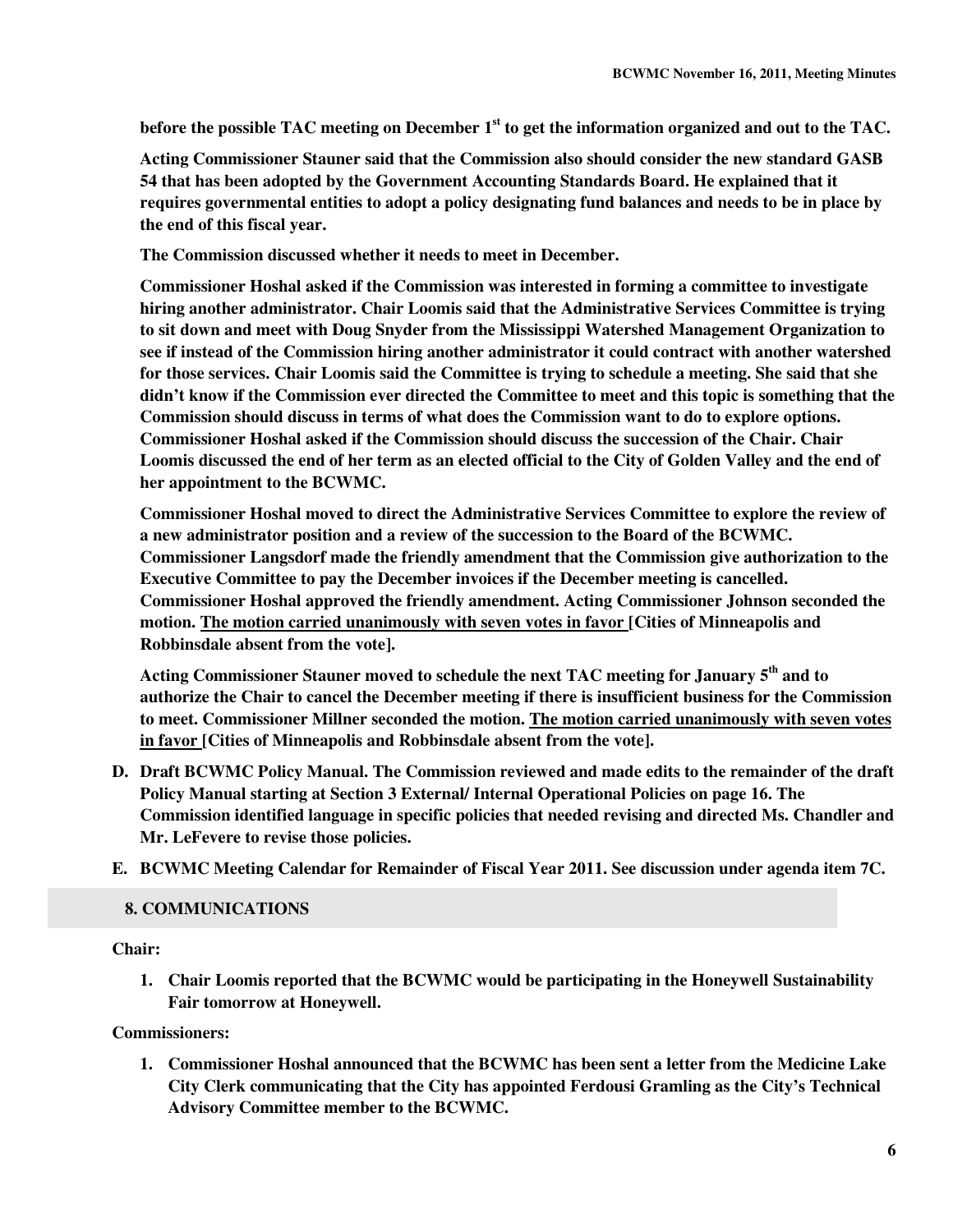**before the possible TAC meeting on December 1st to get the information organized and out to the TAC.**

**Acting Commissioner Stauner said that the Commission also should consider the new standard GASB 54 that has been adopted by the Government Accounting Standards Board. He explained that it requires governmental entities to adopt a policy designating fund balances and needs to be in place by the end of this fiscal year.**

**The Commission discussed whether it needs to meet in December.**

**Commissioner Hoshal asked if the Commission was interested in forming a committee to investigate hiring another administrator. Chair Loomis said that the Administrative Services Committee is trying to sit down and meet with Doug Snyder from the Mississippi Watershed Management Organization to see if instead of the Commission hiring another administrator it could contract with another watershed for those services. Chair Loomis said the Committee is trying to schedule a meeting. She said that she didn't know if the Commission ever directed the Committee to meet and this topic is something that the Commission should discuss in terms of what does the Commission want to do to explore options. Commissioner Hoshal asked if the Commission should discuss the succession of the Chair. Chair Loomis discussed the end of her term as an elected official to the City of Golden Valley and the end of her appointment to the BCWMC.**

**Commissioner Hoshal moved to direct the Administrative Services Committee to explore the review of a new administrator position and a review of the succession to the Board of the BCWMC. Commissioner Langsdorf made the friendly amendment that the Commission give authorization to the Executive Committee to pay the December invoices if the December meeting is cancelled. Commissioner Hoshal approved the friendly amendment. Acting Commissioner Johnson seconded the motion. <u>The motion carried unanimously with seven votes in favor</u> [Cities of Minneapolis and Robbinsdale absent from the vote].**

**Acting Commissioner Stauner moved to schedule the next TAC meeting for January 5th and to authorize the Chair to cancel the December meeting if there is insufficient business for the Commission to meet. Commissioner Millner seconded the motion. <u>The motion carried unanimously with seven votes in favor</u> [Cities of Minneapolis and Robbinsdale absent from the vote].**

**D. Draft BCWMC Policy Manual. The Commission reviewed and made edits to the remainder of the draft Policy Manual starting at Section 3 External/ Internal Operational Policies on page 16. The Commission identified language in specific policies that needed revising and directed Ms. Chandler and Mr. LeFevere to revise those policies.**

**E. BCWMC Meeting Calendar for Remainder of Fiscal Year 2011. See discussion under agenda item 7C.**

## 8. COMMUNICATIONS

**Chair:**

1. **Chair Loomis reported that the BCWMC would be participating in the Honeywell Sustainability Fair tomorrow at Honeywell.**

**Commissioners:**

1. **Commissioner Hoshal announced that the BCWMC has been sent a letter from the Medicine Lake City Clerk communicating that the City has appointed Ferdousi Gramling as the City's Technical Advisory Committee member to the BCWMC.**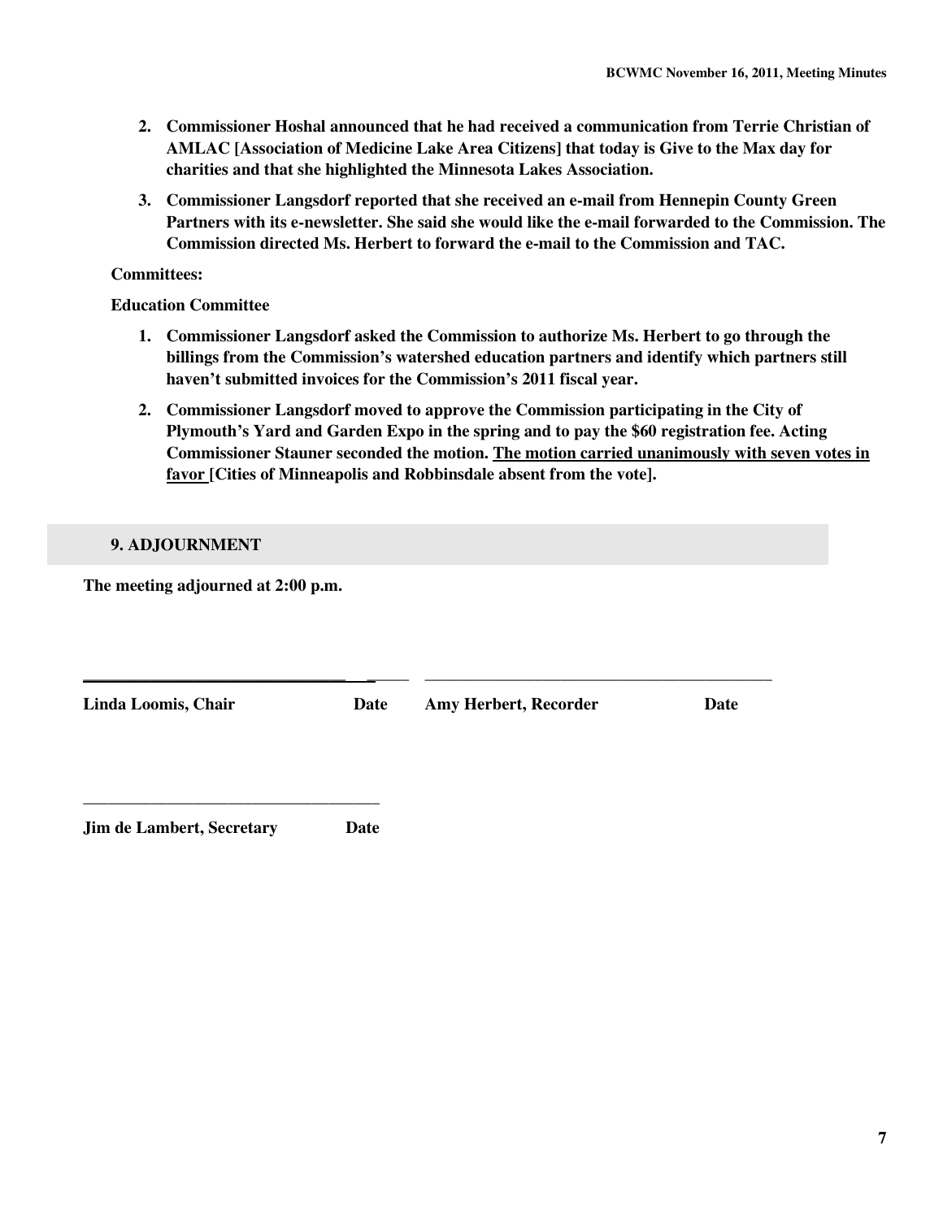2. **Commissioner Hoshal announced that he had received a communication from Terrie Christian of AMLAC [Association of Medicine Lake Area Citizens] that today is Give to the Max day for charities and that she highlighted the Minnesota Lakes Association.**
3. **Commissioner Langsdorf reported that she received an e-mail from Hennepin County Green Partners with its e-newsletter. She said she would like the e-mail forwarded to the Commission. The Commission directed Ms. Herbert to forward the e-mail to the Commission and TAC.**

**Committees:**

**Education Committee**

1. **Commissioner Langsdorf asked the Commission to authorize Ms. Herbert to go through the billings from the Commission's watershed education partners and identify which partners still haven't submitted invoices for the Commission's 2011 fiscal year.**
2. **Commissioner Langsdorf moved to approve the Commission participating in the City of Plymouth's Yard and Garden Expo in the spring and to pay the $60 registration fee. Acting Commissioner Stauner seconded the motion. <u>The motion carried unanimously with seven votes in favor</u> [Cities of Minneapolis and Robbinsdale absent from the vote].**

## 9. ADJOURNMENT

**The meeting adjourned at 2:00 p.m.**

______________________________________ ______________________________________

**Linda Loomis, Chair Date** **Amy Herbert, Recorder Date**

______________________________________

**Jim de Lambert, Secretary Date**